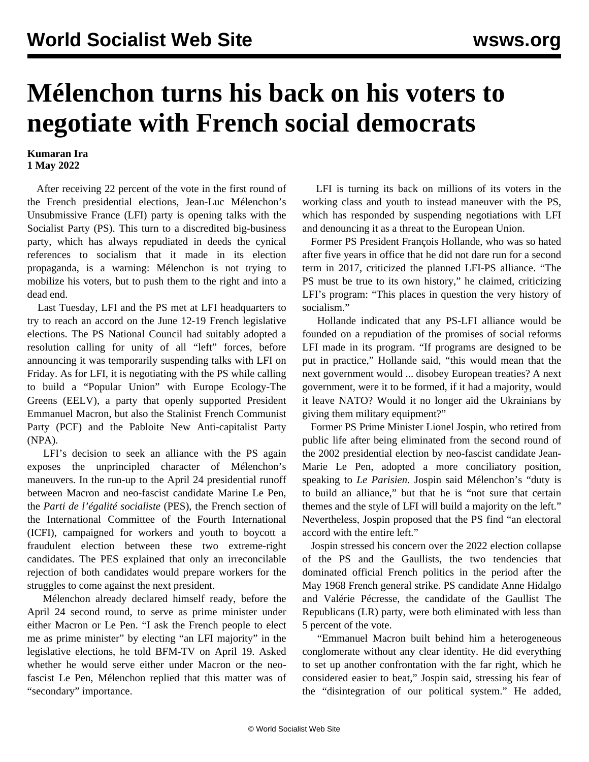# Mélenchon turns his back on his voters to negotiate with French social democrats

**Kumaran Ira**
**1 May 2022**

After receiving 22 percent of the vote in the first round of the French presidential elections, Jean-Luc Mélenchon's Unsubmissive France (LFI) party is opening talks with the Socialist Party (PS). This turn to a discredited big-business party, which has always repudiated in deeds the cynical references to socialism that it made in its election propaganda, is a warning: Mélenchon is not trying to mobilize his voters, but to push them to the right and into a dead end.

Last Tuesday, LFI and the PS met at LFI headquarters to try to reach an accord on the June 12-19 French legislative elections. The PS National Council had suitably adopted a resolution calling for unity of all "left" forces, before announcing it was temporarily suspending talks with LFI on Friday. As for LFI, it is negotiating with the PS while calling to build a "Popular Union" with Europe Ecology-The Greens (EELV), a party that openly supported President Emmanuel Macron, but also the Stalinist French Communist Party (PCF) and the Pabloite New Anti-capitalist Party (NPA).

LFI's decision to seek an alliance with the PS again exposes the unprincipled character of Mélenchon's maneuvers. In the run-up to the April 24 presidential runoff between Macron and neo-fascist candidate Marine Le Pen, the *Parti de l'égalité socialiste* (PES), the French section of the International Committee of the Fourth International (ICFI), campaigned for workers and youth to boycott a fraudulent election between these two extreme-right candidates. The PES explained that only an irreconcilable rejection of both candidates would prepare workers for the struggles to come against the next president.

Mélenchon already declared himself ready, before the April 24 second round, to serve as prime minister under either Macron or Le Pen. "I ask the French people to elect me as prime minister" by electing "an LFI majority" in the legislative elections, he told BFM-TV on April 19. Asked whether he would serve either under Macron or the neo-fascist Le Pen, Mélenchon replied that this matter was of "secondary" importance.

LFI is turning its back on millions of its voters in the working class and youth to instead maneuver with the PS, which has responded by suspending negotiations with LFI and denouncing it as a threat to the European Union.

Former PS President François Hollande, who was so hated after five years in office that he did not dare run for a second term in 2017, criticized the planned LFI-PS alliance. "The PS must be true to its own history," he claimed, criticizing LFI's program: "This places in question the very history of socialism."

Hollande indicated that any PS-LFI alliance would be founded on a repudiation of the promises of social reforms LFI made in its program. "If programs are designed to be put in practice," Hollande said, "this would mean that the next government would ... disobey European treaties? A next government, were it to be formed, if it had a majority, would it leave NATO? Would it no longer aid the Ukrainians by giving them military equipment?"

Former PS Prime Minister Lionel Jospin, who retired from public life after being eliminated from the second round of the 2002 presidential election by neo-fascist candidate Jean-Marie Le Pen, adopted a more conciliatory position, speaking to *Le Parisien*. Jospin said Mélenchon's "duty is to build an alliance," but that he is "not sure that certain themes and the style of LFI will build a majority on the left." Nevertheless, Jospin proposed that the PS find "an electoral accord with the entire left."

Jospin stressed his concern over the 2022 election collapse of the PS and the Gaullists, the two tendencies that dominated official French politics in the period after the May 1968 French general strike. PS candidate Anne Hidalgo and Valérie Pécresse, the candidate of the Gaullist The Republicans (LR) party, were both eliminated with less than 5 percent of the vote.

"Emmanuel Macron built behind him a heterogeneous conglomerate without any clear identity. He did everything to set up another confrontation with the far right, which he considered easier to beat," Jospin said, stressing his fear of the "disintegration of our political system." He added,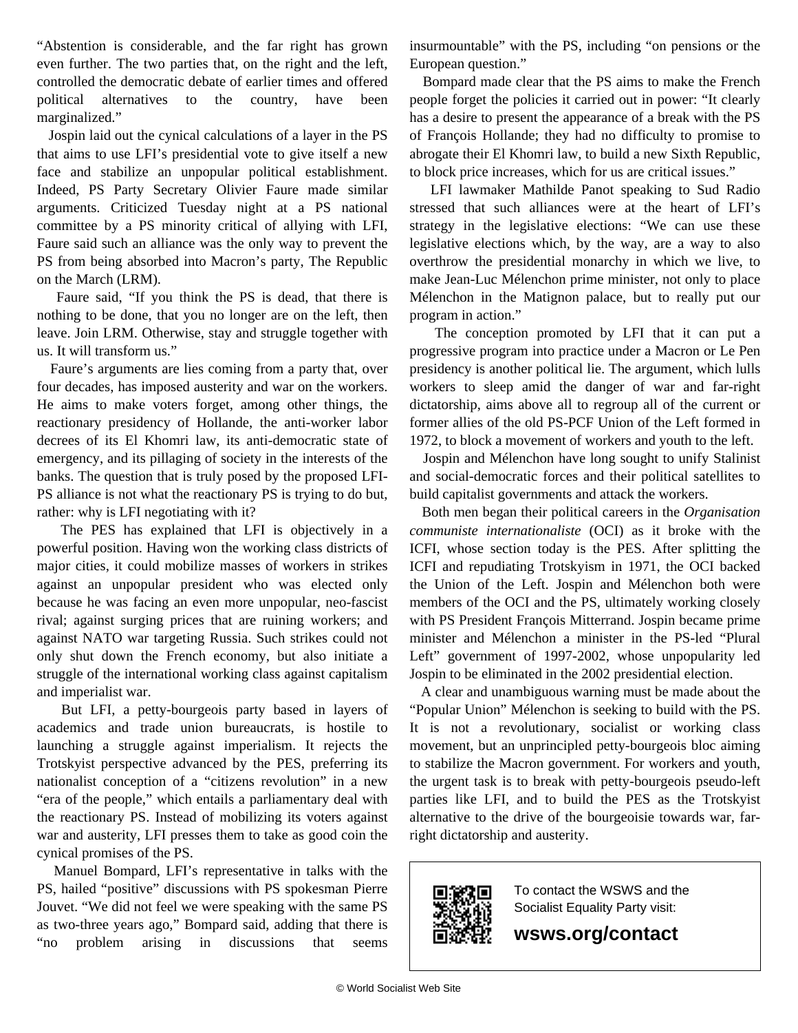"Abstention is considerable, and the far right has grown even further. The two parties that, on the right and the left, controlled the democratic debate of earlier times and offered political alternatives to the country, have been marginalized."

Jospin laid out the cynical calculations of a layer in the PS that aims to use LFI's presidential vote to give itself a new face and stabilize an unpopular political establishment. Indeed, PS Party Secretary Olivier Faure made similar arguments. Criticized Tuesday night at a PS national committee by a PS minority critical of allying with LFI, Faure said such an alliance was the only way to prevent the PS from being absorbed into Macron's party, The Republic on the March (LRM).

Faure said, "If you think the PS is dead, that there is nothing to be done, that you no longer are on the left, then leave. Join LRM. Otherwise, stay and struggle together with us. It will transform us."

Faure's arguments are lies coming from a party that, over four decades, has imposed austerity and war on the workers. He aims to make voters forget, among other things, the reactionary presidency of Hollande, the anti-worker labor decrees of its El Khomri law, its anti-democratic state of emergency, and its pillaging of society in the interests of the banks. The question that is truly posed by the proposed LFI-PS alliance is not what the reactionary PS is trying to do but, rather: why is LFI negotiating with it?

The PES has explained that LFI is objectively in a powerful position. Having won the working class districts of major cities, it could mobilize masses of workers in strikes against an unpopular president who was elected only because he was facing an even more unpopular, neo-fascist rival; against surging prices that are ruining workers; and against NATO war targeting Russia. Such strikes could not only shut down the French economy, but also initiate a struggle of the international working class against capitalism and imperialist war.

But LFI, a petty-bourgeois party based in layers of academics and trade union bureaucrats, is hostile to launching a struggle against imperialism. It rejects the Trotskyist perspective advanced by the PES, preferring its nationalist conception of a "citizens revolution" in a new "era of the people," which entails a parliamentary deal with the reactionary PS. Instead of mobilizing its voters against war and austerity, LFI presses them to take as good coin the cynical promises of the PS.

Manuel Bompard, LFI's representative in talks with the PS, hailed "positive" discussions with PS spokesman Pierre Jouvet. "We did not feel we were speaking with the same PS as two-three years ago," Bompard said, adding that there is "no problem arising in discussions that seems insurmountable" with the PS, including "on pensions or the European question."

Bompard made clear that the PS aims to make the French people forget the policies it carried out in power: "It clearly has a desire to present the appearance of a break with the PS of François Hollande; they had no difficulty to promise to abrogate their El Khomri law, to build a new Sixth Republic, to block price increases, which for us are critical issues."

LFI lawmaker Mathilde Panot speaking to Sud Radio stressed that such alliances were at the heart of LFI's strategy in the legislative elections: "We can use these legislative elections which, by the way, are a way to also overthrow the presidential monarchy in which we live, to make Jean-Luc Mélenchon prime minister, not only to place Mélenchon in the Matignon palace, but to really put our program in action."

The conception promoted by LFI that it can put a progressive program into practice under a Macron or Le Pen presidency is another political lie. The argument, which lulls workers to sleep amid the danger of war and far-right dictatorship, aims above all to regroup all of the current or former allies of the old PS-PCF Union of the Left formed in 1972, to block a movement of workers and youth to the left.

Jospin and Mélenchon have long sought to unify Stalinist and social-democratic forces and their political satellites to build capitalist governments and attack the workers.

Both men began their political careers in the *Organisation communiste internationaliste* (OCI) as it broke with the ICFI, whose section today is the PES. After splitting the ICFI and repudiating Trotskyism in 1971, the OCI backed the Union of the Left. Jospin and Mélenchon both were members of the OCI and the PS, ultimately working closely with PS President François Mitterrand. Jospin became prime minister and Mélenchon a minister in the PS-led "Plural Left" government of 1997-2002, whose unpopularity led Jospin to be eliminated in the 2002 presidential election.

A clear and unambiguous warning must be made about the "Popular Union" Mélenchon is seeking to build with the PS. It is not a revolutionary, socialist or working class movement, but an unprincipled petty-bourgeois bloc aiming to stabilize the Macron government. For workers and youth, the urgent task is to break with petty-bourgeois pseudo-left parties like LFI, and to build the PES as the Trotskyist alternative to the drive of the bourgeoisie towards war, far-right dictatorship and austerity.

To contact the WSWS and the Socialist Equality Party visit:

**wsws.org/contact**